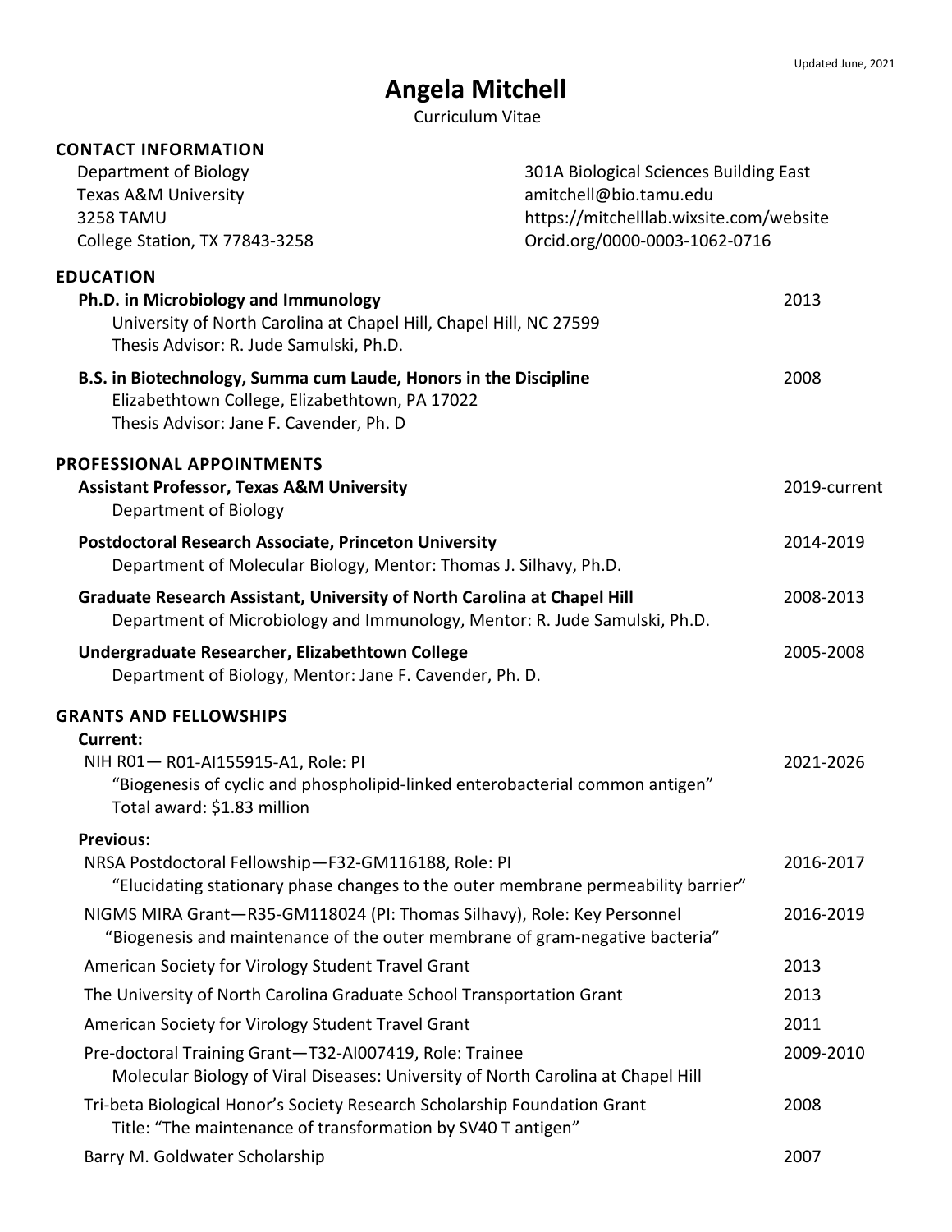Updated June, 2021

# Angela Mitchell

Curriculum Vitae

## CONTACT INFORMATION

Department of Biology
Texas A&M University
3258 TAMU
College Station, TX 77843-3258

301A Biological Sciences Building East
amitchell@bio.tamu.edu
https://mitchelllab.wixsite.com/website
Orcid.org/0000-0003-1062-0716

## EDUCATION

**Ph.D. in Microbiology and Immunology** — 2013
University of North Carolina at Chapel Hill, Chapel Hill, NC 27599
Thesis Advisor: R. Jude Samulski, Ph.D.

**B.S. in Biotechnology, Summa cum Laude, Honors in the Discipline** — 2008
Elizabethtown College, Elizabethtown, PA 17022
Thesis Advisor: Jane F. Cavender, Ph. D

## PROFESSIONAL APPOINTMENTS

**Assistant Professor, Texas A&M University** — 2019-current
Department of Biology

**Postdoctoral Research Associate, Princeton University** — 2014-2019
Department of Molecular Biology, Mentor: Thomas J. Silhavy, Ph.D.

**Graduate Research Assistant, University of North Carolina at Chapel Hill** — 2008-2013
Department of Microbiology and Immunology, Mentor: R. Jude Samulski, Ph.D.

**Undergraduate Researcher, Elizabethtown College** — 2005-2008
Department of Biology, Mentor: Jane F. Cavender, Ph. D.

## GRANTS AND FELLOWSHIPS

**Current:**

NIH R01— R01-AI155915-A1, Role: PI — 2021-2026
"Biogenesis of cyclic and phospholipid-linked enterobacterial common antigen"
Total award: $1.83 million

**Previous:**

NRSA Postdoctoral Fellowship—F32-GM116188, Role: PI — 2016-2017
"Elucidating stationary phase changes to the outer membrane permeability barrier"

NIGMS MIRA Grant—R35-GM118024 (PI: Thomas Silhavy), Role: Key Personnel — 2016-2019
"Biogenesis and maintenance of the outer membrane of gram-negative bacteria"

American Society for Virology Student Travel Grant — 2013

The University of North Carolina Graduate School Transportation Grant — 2013

American Society for Virology Student Travel Grant — 2011

Pre-doctoral Training Grant—T32-AI007419, Role: Trainee — 2009-2010
Molecular Biology of Viral Diseases: University of North Carolina at Chapel Hill

Tri-beta Biological Honor's Society Research Scholarship Foundation Grant — 2008
Title: "The maintenance of transformation by SV40 T antigen"

Barry M. Goldwater Scholarship — 2007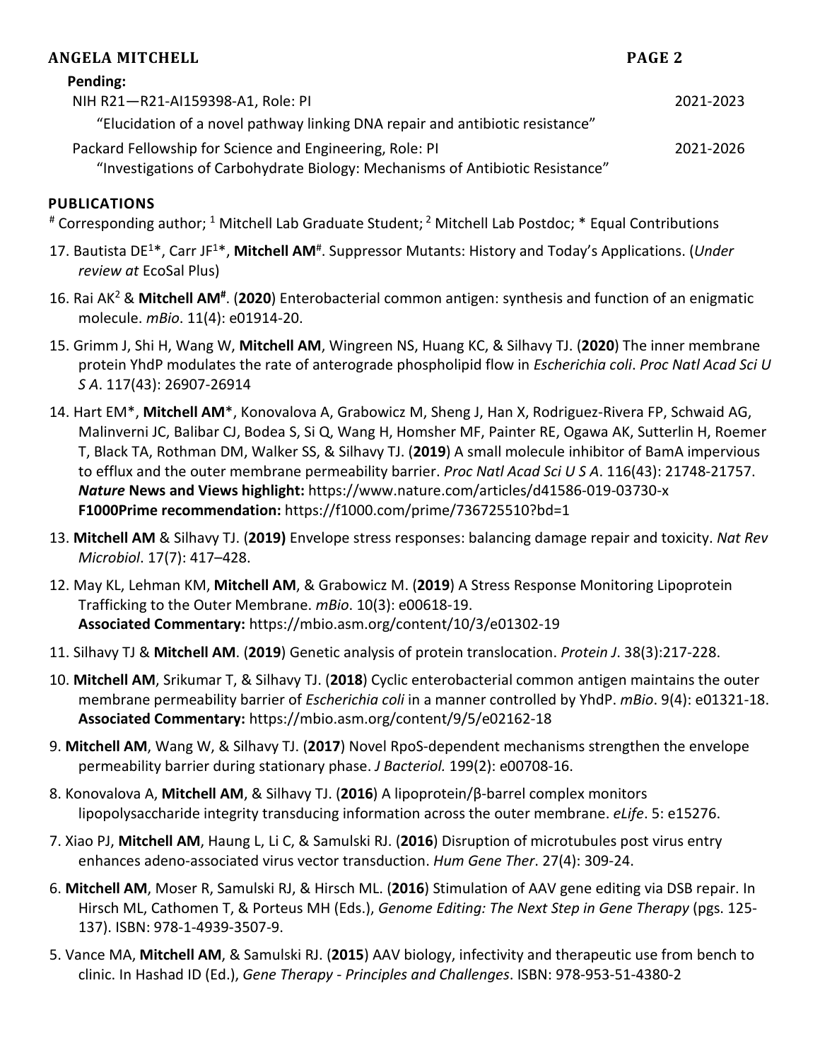**Pending:**

NIH R21—R21-AI159398-A1, Role: PI 2021-2023

"Elucidation of a novel pathway linking DNA repair and antibiotic resistance"

Packard Fellowship for Science and Engineering, Role: PI 2021-2026

"Investigations of Carbohydrate Biology: Mechanisms of Antibiotic Resistance"

## PUBLICATIONS

[#] Corresponding author; [1] Mitchell Lab Graduate Student; [2] Mitchell Lab Postdoc; * Equal Contributions

17. Bautista DE[1]*, Carr JF[1]*, **Mitchell AM**[#]. Suppressor Mutants: History and Today's Applications. (*Under review at* EcoSal Plus)

16. Rai AK[2] & **Mitchell AM**[#]. (**2020**) Enterobacterial common antigen: synthesis and function of an enigmatic molecule. *mBio*. 11(4): e01914-20.

15. Grimm J, Shi H, Wang W, **Mitchell AM**, Wingreen NS, Huang KC, & Silhavy TJ. (**2020**) The inner membrane protein YhdP modulates the rate of anterograde phospholipid flow in *Escherichia coli*. *Proc Natl Acad Sci U S A*. 117(43): 26907-26914

14. Hart EM*, **Mitchell AM***, Konovalova A, Grabowicz M, Sheng J, Han X, Rodriguez-Rivera FP, Schwaid AG, Malinverni JC, Balibar CJ, Bodea S, Si Q, Wang H, Homsher MF, Painter RE, Ogawa AK, Sutterlin H, Roemer T, Black TA, Rothman DM, Walker SS, & Silhavy TJ. (**2019**) A small molecule inhibitor of BamA impervious to efflux and the outer membrane permeability barrier. *Proc Natl Acad Sci U S A*. 116(43): 21748-21757.
    ***Nature* News and Views highlight:** https://www.nature.com/articles/d41586-019-03730-x
    **F1000Prime recommendation:** https://f1000.com/prime/736725510?bd=1

13. **Mitchell AM** & Silhavy TJ. (**2019)** Envelope stress responses: balancing damage repair and toxicity. *Nat Rev Microbiol*. 17(7): 417–428.

12. May KL, Lehman KM, **Mitchell AM**, & Grabowicz M. (**2019**) A Stress Response Monitoring Lipoprotein Trafficking to the Outer Membrane. *mBio*. 10(3): e00618-19.
    **Associated Commentary:** https://mbio.asm.org/content/10/3/e01302-19

11. Silhavy TJ & **Mitchell AM**. (**2019**) Genetic analysis of protein translocation. *Protein J*. 38(3):217-228.

10. **Mitchell AM**, Srikumar T, & Silhavy TJ. (**2018**) Cyclic enterobacterial common antigen maintains the outer membrane permeability barrier of *Escherichia coli* in a manner controlled by YhdP. *mBio*. 9(4): e01321-18.
    **Associated Commentary:** https://mbio.asm.org/content/9/5/e02162-18

9. **Mitchell AM**, Wang W, & Silhavy TJ. (**2017**) Novel RpoS-dependent mechanisms strengthen the envelope permeability barrier during stationary phase. *J Bacteriol.* 199(2): e00708-16.

8. Konovalova A, **Mitchell AM**, & Silhavy TJ. (**2016**) A lipoprotein/β-barrel complex monitors lipopolysaccharide integrity transducing information across the outer membrane. *eLife*. 5: e15276.

7. Xiao PJ, **Mitchell AM**, Haung L, Li C, & Samulski RJ. (**2016**) Disruption of microtubules post virus entry enhances adeno-associated virus vector transduction. *Hum Gene Ther*. 27(4): 309-24.

6. **Mitchell AM**, Moser R, Samulski RJ, & Hirsch ML. (**2016**) Stimulation of AAV gene editing via DSB repair. In Hirsch ML, Cathomen T, & Porteus MH (Eds.), *Genome Editing: The Next Step in Gene Therapy* (pgs. 125-137). ISBN: 978-1-4939-3507-9.

5. Vance MA, **Mitchell AM**, & Samulski RJ. (**2015**) AAV biology, infectivity and therapeutic use from bench to clinic. In Hashad ID (Ed.), *Gene Therapy - Principles and Challenges*. ISBN: 978-953-51-4380-2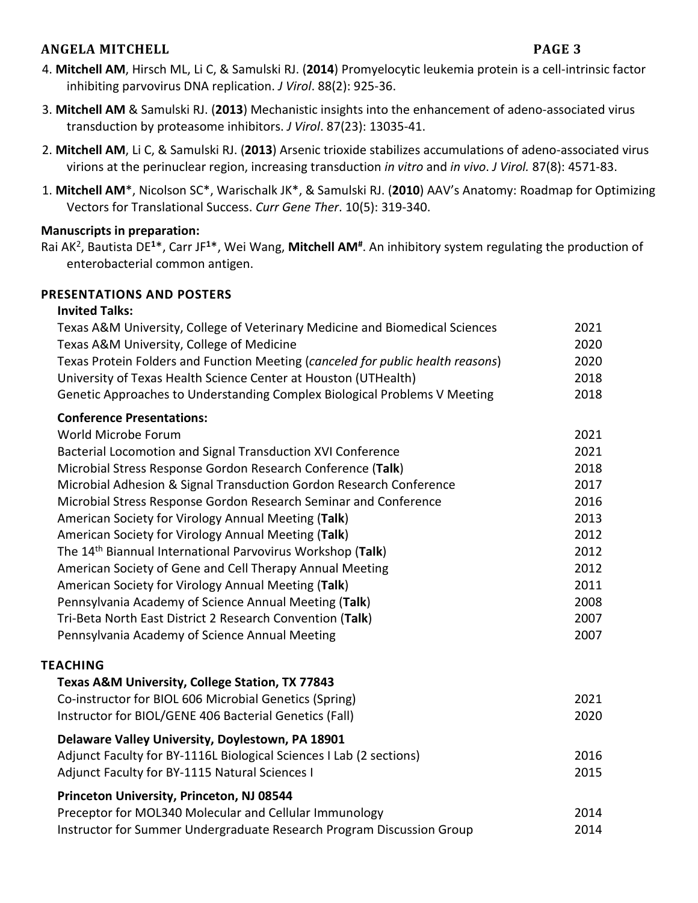4. **Mitchell AM**, Hirsch ML, Li C, & Samulski RJ. (**2014**) Promyelocytic leukemia protein is a cell-intrinsic factor inhibiting parvovirus DNA replication. *J Virol*. 88(2): 925-36.

3. **Mitchell AM** & Samulski RJ. (**2013**) Mechanistic insights into the enhancement of adeno-associated virus transduction by proteasome inhibitors. *J Virol*. 87(23): 13035-41.

2. **Mitchell AM**, Li C, & Samulski RJ. (**2013**) Arsenic trioxide stabilizes accumulations of adeno-associated virus virions at the perinuclear region, increasing transduction *in vitro* and *in vivo*. *J Virol.* 87(8): 4571-83.

1. **Mitchell AM***, Nicolson SC*, Warischalk JK*, & Samulski RJ. (**2010**) AAV's Anatomy: Roadmap for Optimizing Vectors for Translational Success. *Curr Gene Ther*. 10(5): 319-340.

**Manuscripts in preparation:**

Rai AK[2], Bautista DE[1]*, Carr JF[1]*, Wei Wang, **Mitchell AM**[#]. An inhibitory system regulating the production of enterobacterial common antigen.

## PRESENTATIONS AND POSTERS

**Invited Talks:**

| | |
|---|---|
| Texas A&M University, College of Veterinary Medicine and Biomedical Sciences | 2021 |
| Texas A&M University, College of Medicine | 2020 |
| Texas Protein Folders and Function Meeting (*canceled for public health reasons*) | 2020 |
| University of Texas Health Science Center at Houston (UTHealth) | 2018 |
| Genetic Approaches to Understanding Complex Biological Problems V Meeting | 2018 |

**Conference Presentations:**

| | |
|---|---|
| World Microbe Forum | 2021 |
| Bacterial Locomotion and Signal Transduction XVI Conference | 2021 |
| Microbial Stress Response Gordon Research Conference (**Talk**) | 2018 |
| Microbial Adhesion & Signal Transduction Gordon Research Conference | 2017 |
| Microbial Stress Response Gordon Research Seminar and Conference | 2016 |
| American Society for Virology Annual Meeting (**Talk**) | 2013 |
| American Society for Virology Annual Meeting (**Talk**) | 2012 |
| The 14th Biannual International Parvovirus Workshop (**Talk**) | 2012 |
| American Society of Gene and Cell Therapy Annual Meeting | 2012 |
| American Society for Virology Annual Meeting (**Talk**) | 2011 |
| Pennsylvania Academy of Science Annual Meeting (**Talk**) | 2008 |
| Tri-Beta North East District 2 Research Convention (**Talk**) | 2007 |
| Pennsylvania Academy of Science Annual Meeting | 2007 |

## TEACHING

**Texas A&M University, College Station, TX 77843**

| | |
|---|---|
| Co-instructor for BIOL 606 Microbial Genetics (Spring) | 2021 |
| Instructor for BIOL/GENE 406 Bacterial Genetics (Fall) | 2020 |

**Delaware Valley University, Doylestown, PA 18901**

| | |
|---|---|
| Adjunct Faculty for BY-1116L Biological Sciences I Lab (2 sections) | 2016 |
| Adjunct Faculty for BY-1115 Natural Sciences I | 2015 |

**Princeton University, Princeton, NJ 08544**

| | |
|---|---|
| Preceptor for MOL340 Molecular and Cellular Immunology | 2014 |
| Instructor for Summer Undergraduate Research Program Discussion Group | 2014 |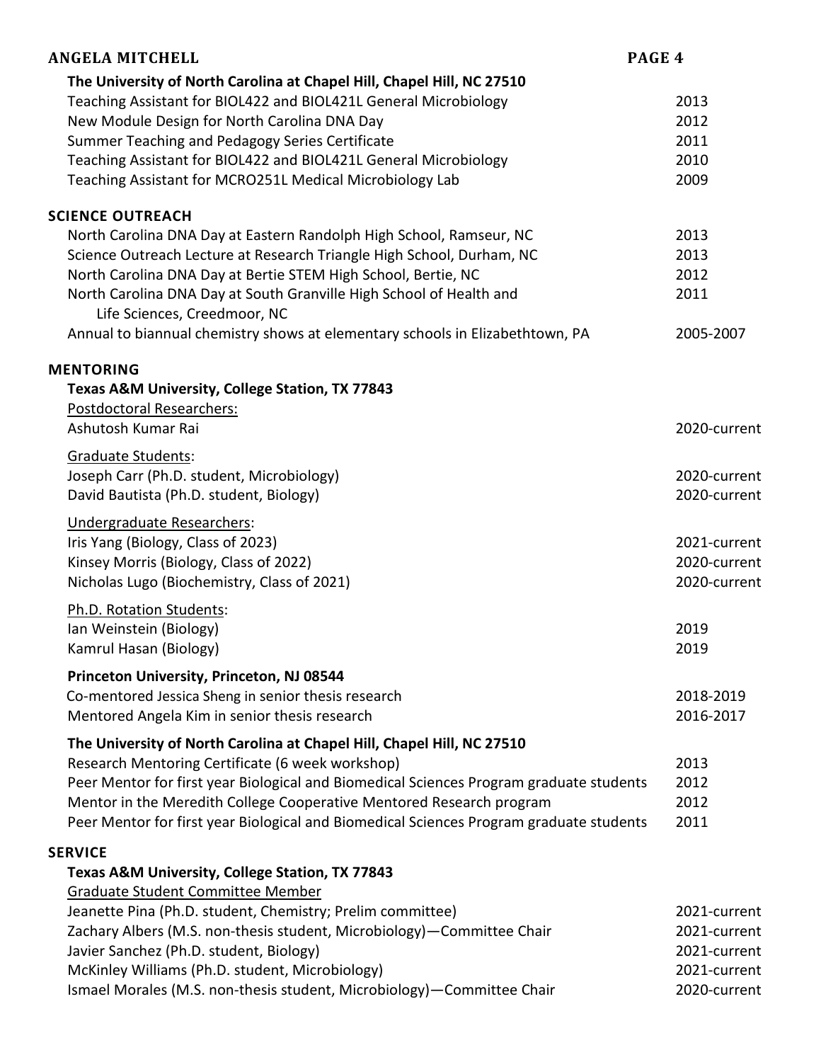**The University of North Carolina at Chapel Hill, Chapel Hill, NC 27510**

Teaching Assistant for BIOL422 and BIOL421L General Microbiology — 2013
New Module Design for North Carolina DNA Day — 2012
Summer Teaching and Pedagogy Series Certificate — 2011
Teaching Assistant for BIOL422 and BIOL421L General Microbiology — 2010
Teaching Assistant for MCRO251L Medical Microbiology Lab — 2009

## SCIENCE OUTREACH

North Carolina DNA Day at Eastern Randolph High School, Ramseur, NC — 2013
Science Outreach Lecture at Research Triangle High School, Durham, NC — 2013
North Carolina DNA Day at Bertie STEM High School, Bertie, NC — 2012
North Carolina DNA Day at South Granville High School of Health and Life Sciences, Creedmoor, NC — 2011
Annual to biannual chemistry shows at elementary schools in Elizabethtown, PA — 2005-2007

## MENTORING

**Texas A&M University, College Station, TX 77843**

Postdoctoral Researchers:
Ashutosh Kumar Rai — 2020-current

Graduate Students:
Joseph Carr (Ph.D. student, Microbiology) — 2020-current
David Bautista (Ph.D. student, Biology) — 2020-current

Undergraduate Researchers:
Iris Yang (Biology, Class of 2023) — 2021-current
Kinsey Morris (Biology, Class of 2022) — 2020-current
Nicholas Lugo (Biochemistry, Class of 2021) — 2020-current

Ph.D. Rotation Students:
Ian Weinstein (Biology) — 2019
Kamrul Hasan (Biology) — 2019

**Princeton University, Princeton, NJ 08544**

Co-mentored Jessica Sheng in senior thesis research — 2018-2019
Mentored Angela Kim in senior thesis research — 2016-2017

**The University of North Carolina at Chapel Hill, Chapel Hill, NC 27510**

Research Mentoring Certificate (6 week workshop) — 2013
Peer Mentor for first year Biological and Biomedical Sciences Program graduate students — 2012
Mentor in the Meredith College Cooperative Mentored Research program — 2012
Peer Mentor for first year Biological and Biomedical Sciences Program graduate students — 2011

## SERVICE

**Texas A&M University, College Station, TX 77843**

Graduate Student Committee Member
Jeanette Pina (Ph.D. student, Chemistry; Prelim committee) — 2021-current
Zachary Albers (M.S. non-thesis student, Microbiology)—Committee Chair — 2021-current
Javier Sanchez (Ph.D. student, Biology) — 2021-current
McKinley Williams (Ph.D. student, Microbiology) — 2021-current
Ismael Morales (M.S. non-thesis student, Microbiology)—Committee Chair — 2020-current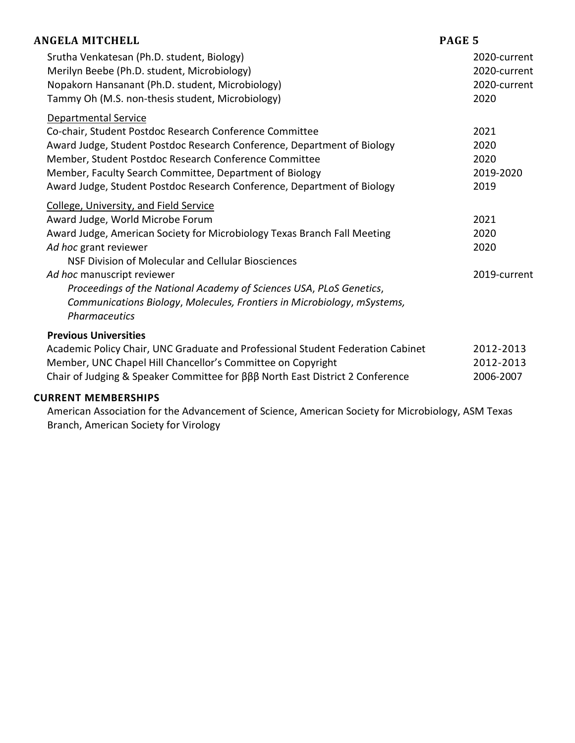Srutha Venkatesan (Ph.D. student, Biology) 2020-current
Merilyn Beebe (Ph.D. student, Microbiology) 2020-current
Nopakorn Hansanant (Ph.D. student, Microbiology) 2020-current
Tammy Oh (M.S. non-thesis student, Microbiology) 2020

Departmental Service

Co-chair, Student Postdoc Research Conference Committee 2021
Award Judge, Student Postdoc Research Conference, Department of Biology 2020
Member, Student Postdoc Research Conference Committee 2020
Member, Faculty Search Committee, Department of Biology 2019-2020
Award Judge, Student Postdoc Research Conference, Department of Biology 2019

College, University, and Field Service

Award Judge, World Microbe Forum 2021
Award Judge, American Society for Microbiology Texas Branch Fall Meeting 2020
*Ad hoc* grant reviewer 2020
  NSF Division of Molecular and Cellular Biosciences
*Ad hoc* manuscript reviewer 2019-current
  *Proceedings of the National Academy of Sciences USA*, *PLoS Genetics*, *Communications Biology*, *Molecules*, *Frontiers in Microbiology*, *mSystems*, *Pharmaceutics*

**Previous Universities**

Academic Policy Chair, UNC Graduate and Professional Student Federation Cabinet 2012-2013
Member, UNC Chapel Hill Chancellor's Committee on Copyright 2012-2013
Chair of Judging & Speaker Committee for βββ North East District 2 Conference 2006-2007

## CURRENT MEMBERSHIPS

American Association for the Advancement of Science, American Society for Microbiology, ASM Texas Branch, American Society for Virology